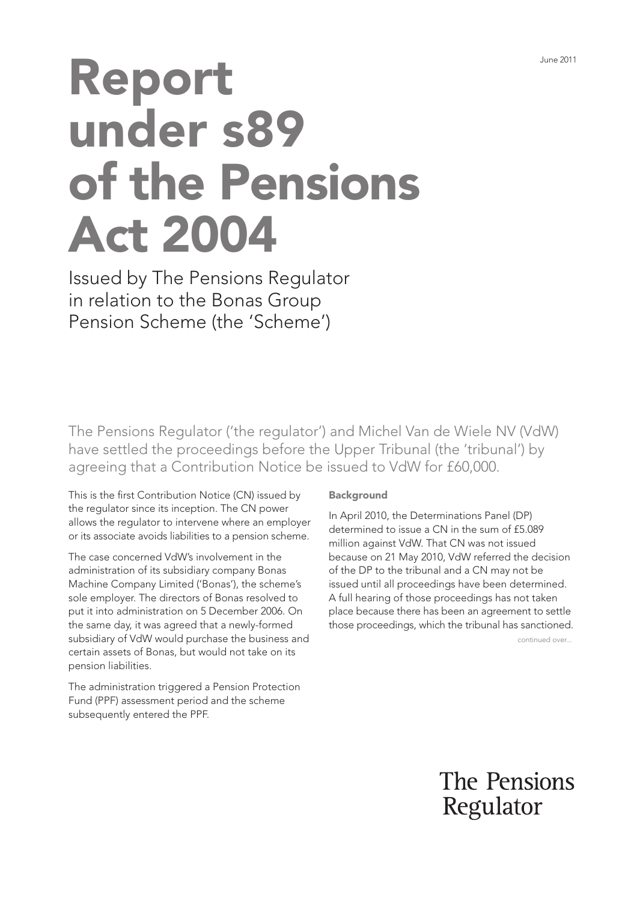June 2011

# Report under s89 of the Pensions Act 2004

Issued by The Pensions Regulator in relation to the Bonas Group Pension Scheme (the 'Scheme')

The Pensions Regulator ('the regulator') and Michel Van de Wiele NV (VdW) have settled the proceedings before the Upper Tribunal (the 'tribunal') by agreeing that a Contribution Notice be issued to VdW for £60,000.

This is the first Contribution Notice (CN) issued by the regulator since its inception. The CN power allows the regulator to intervene where an employer or its associate avoids liabilities to a pension scheme.

The case concerned VdW's involvement in the administration of its subsidiary company Bonas Machine Company Limited ('Bonas'), the scheme's sole employer. The directors of Bonas resolved to put it into administration on 5 December 2006. On the same day, it was agreed that a newly-formed subsidiary of VdW would purchase the business and certain assets of Bonas, but would not take on its pension liabilities.

The administration triggered a Pension Protection Fund (PPF) assessment period and the scheme subsequently entered the PPF.

**Background**

In April 2010, the Determinations Panel (DP) determined to issue a CN in the sum of £5.089 million against VdW. That CN was not issued because on 21 May 2010, VdW referred the decision of the DP to the tribunal and a CN may not be issued until all proceedings have been determined. A full hearing of those proceedings has not taken place because there has been an agreement to settle those proceedings, which the tribunal has sanctioned.

continued over...

The Pensions Regulator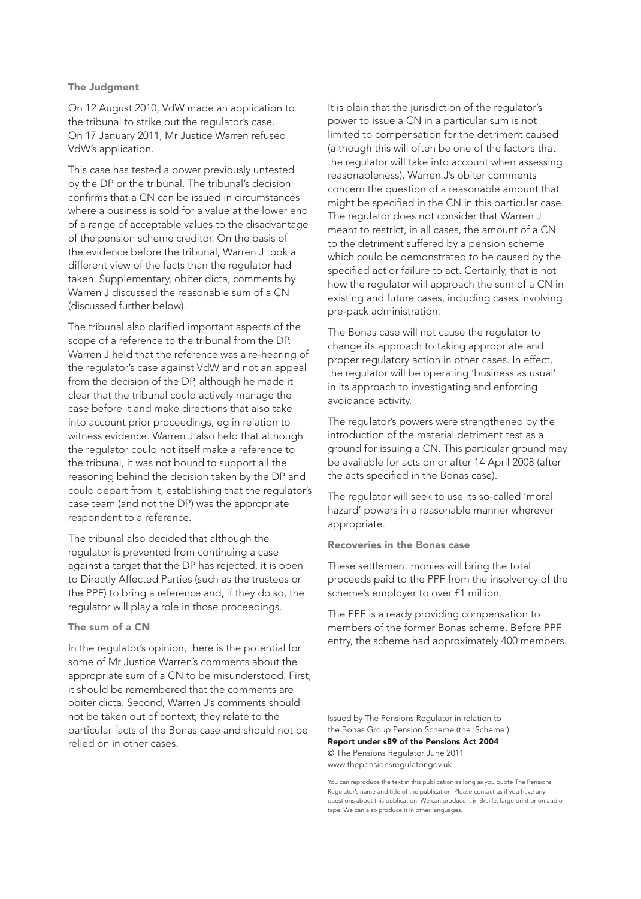### The Judgment

On 12 August 2010, VdW made an application to the tribunal to strike out the regulator's case. On 17 January 2011, Mr Justice Warren refused VdW's application.

This case has tested a power previously untested by the DP or the tribunal. The tribunal's decision confirms that a CN can be issued in circumstances where a business is sold for a value at the lower end of a range of acceptable values to the disadvantage of the pension scheme creditor. On the basis of the evidence before the tribunal, Warren J took a different view of the facts than the regulator had taken. Supplementary, obiter dicta, comments by Warren J discussed the reasonable sum of a CN (discussed further below).

The tribunal also clarified important aspects of the scope of a reference to the tribunal from the DP. Warren J held that the reference was a re-hearing of the regulator's case against VdW and not an appeal from the decision of the DP, although he made it clear that the tribunal could actively manage the case before it and make directions that also take into account prior proceedings, eg in relation to witness evidence. Warren J also held that although the regulator could not itself make a reference to the tribunal, it was not bound to support all the reasoning behind the decision taken by the DP and could depart from it, establishing that the regulator's case team (and not the DP) was the appropriate respondent to a reference.

The tribunal also decided that although the regulator is prevented from continuing a case against a target that the DP has rejected, it is open to Directly Affected Parties (such as the trustees or the PPF) to bring a reference and, if they do so, the regulator will play a role in those proceedings.

### The sum of a CN

In the regulator's opinion, there is the potential for some of Mr Justice Warren's comments about the appropriate sum of a CN to be misunderstood. First, it should be remembered that the comments are obiter dicta. Second, Warren J's comments should not be taken out of context; they relate to the particular facts of the Bonas case and should not be relied on in other cases.

It is plain that the jurisdiction of the regulator's power to issue a CN in a particular sum is not limited to compensation for the detriment caused (although this will often be one of the factors that the regulator will take into account when assessing reasonableness). Warren J's obiter comments concern the question of a reasonable amount that might be specified in the CN in this particular case. The regulator does not consider that Warren J meant to restrict, in all cases, the amount of a CN to the detriment suffered by a pension scheme which could be demonstrated to be caused by the specified act or failure to act. Certainly, that is not how the regulator will approach the sum of a CN in existing and future cases, including cases involving pre-pack administration.

The Bonas case will not cause the regulator to change its approach to taking appropriate and proper regulatory action in other cases. In effect, the regulator will be operating 'business as usual' in its approach to investigating and enforcing avoidance activity.

The regulator's powers were strengthened by the introduction of the material detriment test as a ground for issuing a CN. This particular ground may be available for acts on or after 14 April 2008 (after the acts specified in the Bonas case).

The regulator will seek to use its so-called 'moral hazard' powers in a reasonable manner wherever appropriate.

### Recoveries in the Bonas case

These settlement monies will bring the total proceeds paid to the PPF from the insolvency of the scheme's employer to over £1 million.

The PPF is already providing compensation to members of the former Bonas scheme. Before PPF entry, the scheme had approximately 400 members.

Issued by The Pensions Regulator in relation to the Bonas Group Pension Scheme (the 'Scheme')
**Report under s89 of the Pensions Act 2004**
© The Pensions Regulator June 2011
www.thepensionsregulator.gov.uk

You can reproduce the text in this publication as long as you quote The Pensions Regulator's name and title of the publication. Please contact us if you have any questions about this publication. We can produce it in Braille, large print or on audio tape. We can also produce it in other languages.